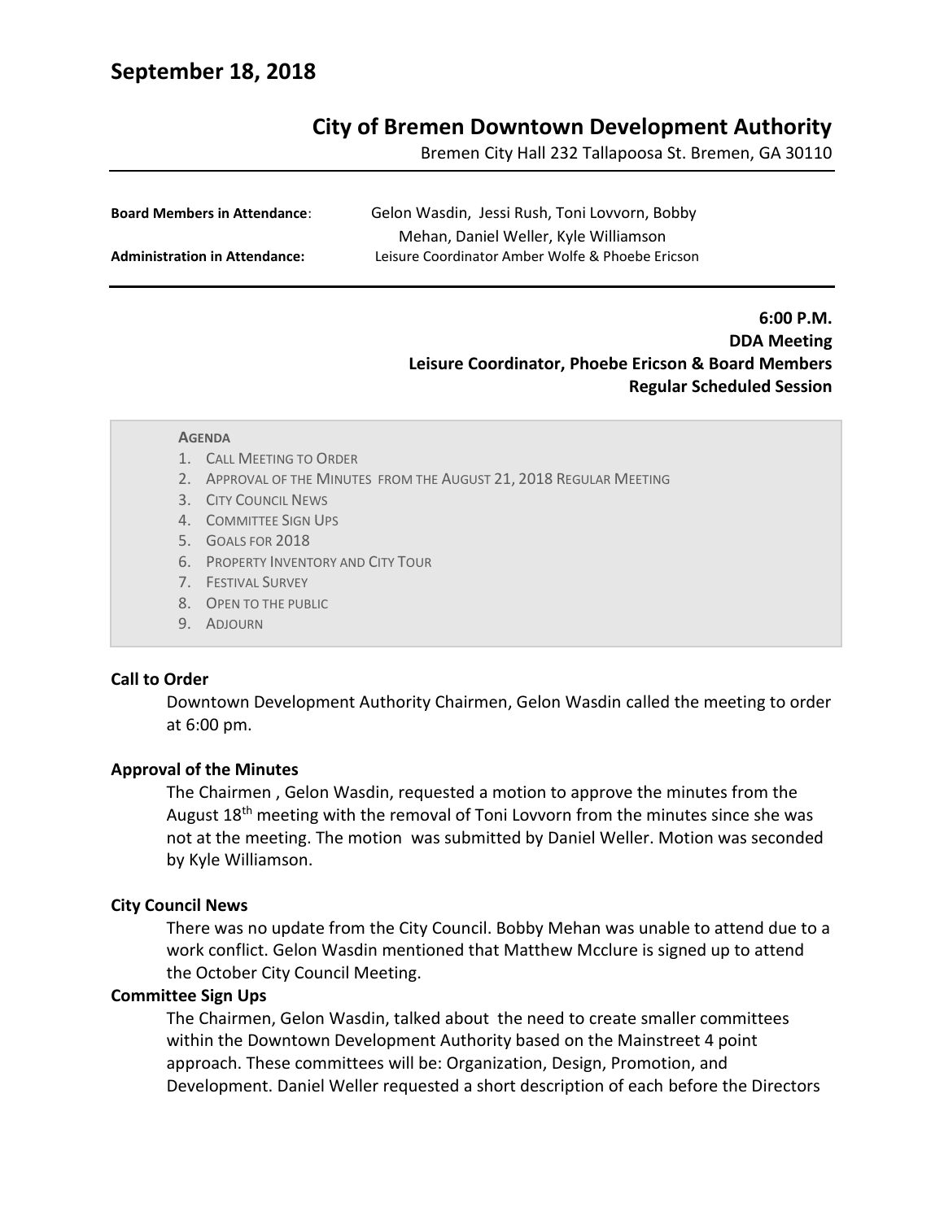# September 18, 2018

## City of Bremen Downtown Development Authority

Bremen City Hall 232 Tallapoosa St. Bremen, GA 30110

**Board Members in Attendance**: Gelon Wasdin, Jessi Rush, Toni Lovvorn, Bobby Mehan, Daniel Weller, Kyle Williamson

**Administration in Attendance:** Leisure Coordinator Amber Wolfe & Phoebe Ericson

**6:00 P.M.**
**DDA Meeting**
**Leisure Coordinator, Phoebe Ericson & Board Members**
**Regular Scheduled Session**

**AGENDA**

1. CALL MEETING TO ORDER
2. APPROVAL OF THE MINUTES FROM THE AUGUST 21, 2018 REGULAR MEETING
3. CITY COUNCIL NEWS
4. COMMITTEE SIGN UPS
5. GOALS FOR 2018
6. PROPERTY INVENTORY AND CITY TOUR
7. FESTIVAL SURVEY
8. OPEN TO THE PUBLIC
9. ADJOURN

**Call to Order**

Downtown Development Authority Chairmen, Gelon Wasdin called the meeting to order at 6:00 pm.

**Approval of the Minutes**

The Chairmen , Gelon Wasdin, requested a motion to approve the minutes from the August 18th meeting with the removal of Toni Lovvorn from the minutes since she was not at the meeting. The motion was submitted by Daniel Weller. Motion was seconded by Kyle Williamson.

**City Council News**

There was no update from the City Council. Bobby Mehan was unable to attend due to a work conflict. Gelon Wasdin mentioned that Matthew Mcclure is signed up to attend the October City Council Meeting.

**Committee Sign Ups**

The Chairmen, Gelon Wasdin, talked about the need to create smaller committees within the Downtown Development Authority based on the Mainstreet 4 point approach. These committees will be: Organization, Design, Promotion, and Development. Daniel Weller requested a short description of each before the Directors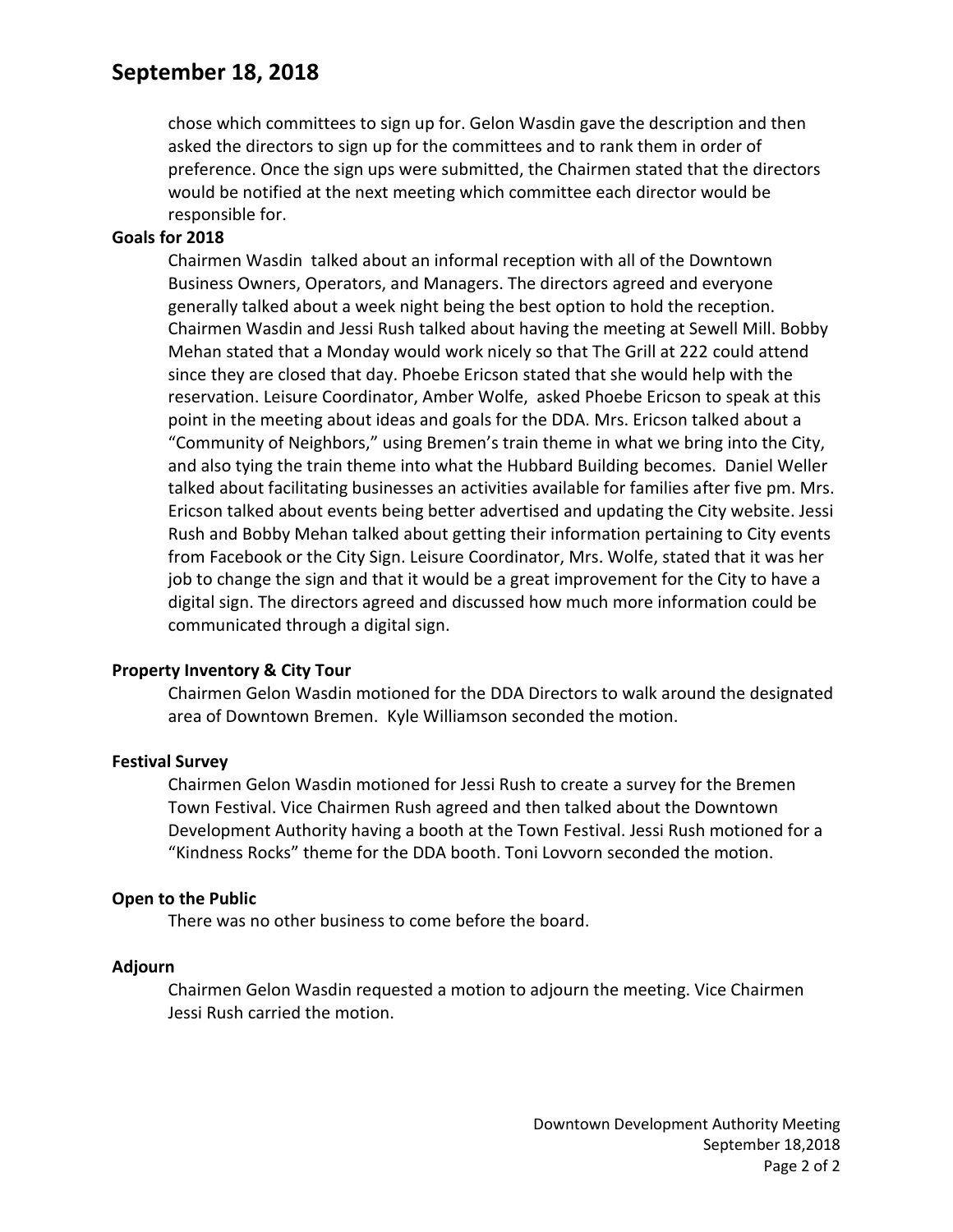chose which committees to sign up for. Gelon Wasdin gave the description and then asked the directors to sign up for the committees and to rank them in order of preference. Once the sign ups were submitted, the Chairmen stated that the directors would be notified at the next meeting which committee each director would be responsible for.

**Goals for 2018**

Chairmen Wasdin talked about an informal reception with all of the Downtown Business Owners, Operators, and Managers. The directors agreed and everyone generally talked about a week night being the best option to hold the reception. Chairmen Wasdin and Jessi Rush talked about having the meeting at Sewell Mill. Bobby Mehan stated that a Monday would work nicely so that The Grill at 222 could attend since they are closed that day. Phoebe Ericson stated that she would help with the reservation. Leisure Coordinator, Amber Wolfe, asked Phoebe Ericson to speak at this point in the meeting about ideas and goals for the DDA. Mrs. Ericson talked about a "Community of Neighbors," using Bremen's train theme in what we bring into the City, and also tying the train theme into what the Hubbard Building becomes. Daniel Weller talked about facilitating businesses an activities available for families after five pm. Mrs. Ericson talked about events being better advertised and updating the City website. Jessi Rush and Bobby Mehan talked about getting their information pertaining to City events from Facebook or the City Sign. Leisure Coordinator, Mrs. Wolfe, stated that it was her job to change the sign and that it would be a great improvement for the City to have a digital sign. The directors agreed and discussed how much more information could be communicated through a digital sign.

**Property Inventory & City Tour**

Chairmen Gelon Wasdin motioned for the DDA Directors to walk around the designated area of Downtown Bremen. Kyle Williamson seconded the motion.

**Festival Survey**

Chairmen Gelon Wasdin motioned for Jessi Rush to create a survey for the Bremen Town Festival. Vice Chairmen Rush agreed and then talked about the Downtown Development Authority having a booth at the Town Festival. Jessi Rush motioned for a "Kindness Rocks" theme for the DDA booth. Toni Lovvorn seconded the motion.

**Open to the Public**

There was no other business to come before the board.

**Adjourn**

Chairmen Gelon Wasdin requested a motion to adjourn the meeting. Vice Chairmen Jessi Rush carried the motion.